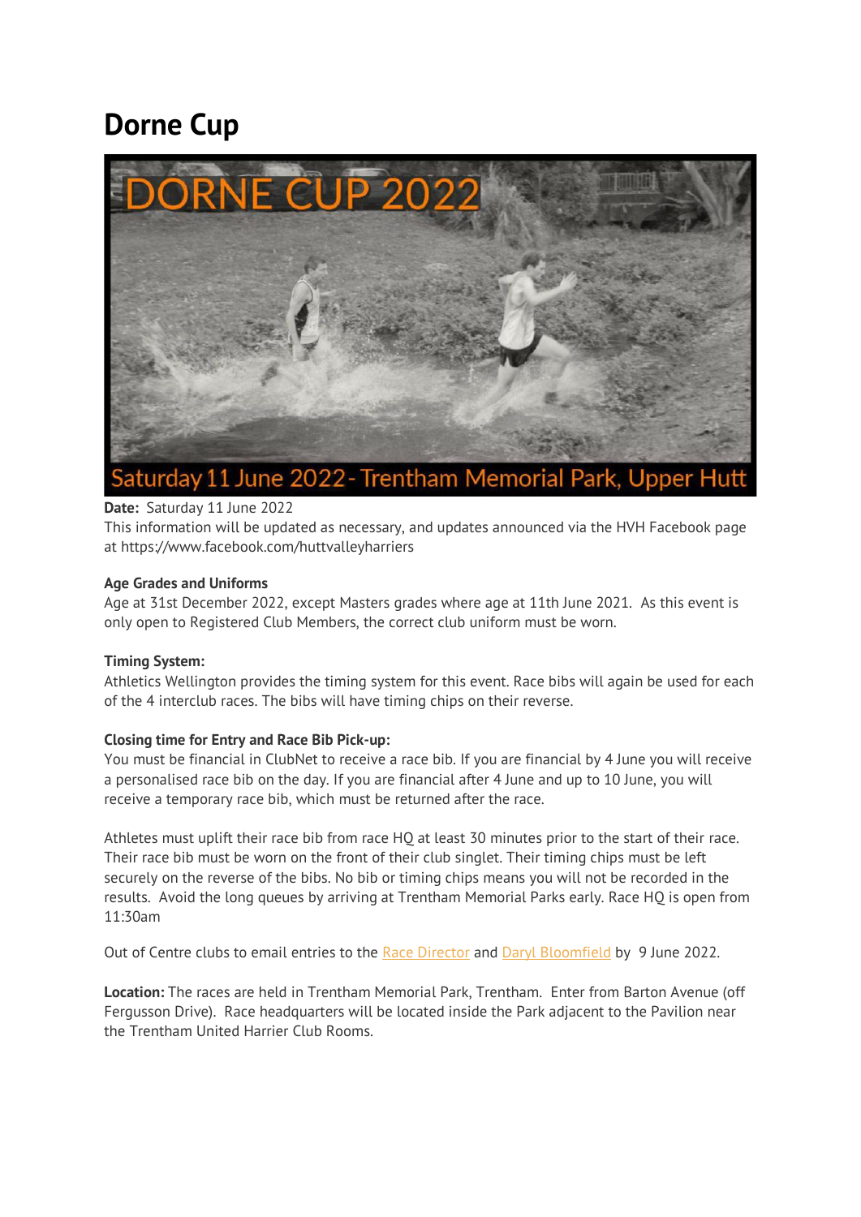# Dorne Cup

**Date:** Saturday 11 June 2022
This information will be updated as necessary, and updates announced via the HVH Facebook page at https://www.facebook.com/huttvalleyharriers

**Age Grades and Uniforms**
Age at 31st December 2022, except Masters grades where age at 11th June 2021. As this event is only open to Registered Club Members, the correct club uniform must be worn.

**Timing System:**
Athletics Wellington provides the timing system for this event. Race bibs will again be used for each of the 4 interclub races. The bibs will have timing chips on their reverse.

**Closing time for Entry and Race Bib Pick-up:**
You must be financial in ClubNet to receive a race bib. If you are financial by 4 June you will receive a personalised race bib on the day. If you are financial after 4 June and up to 10 June, you will receive a temporary race bib, which must be returned after the race.

Athletes must uplift their race bib from race HQ at least 30 minutes prior to the start of their race. Their race bib must be worn on the front of their club singlet. Their timing chips must be left securely on the reverse of the bibs. No bib or timing chips means you will not be recorded in the results. Avoid the long queues by arriving at Trentham Memorial Parks early. Race HQ is open from 11:30am

Out of Centre clubs to email entries to the Race Director and Daryl Bloomfield by 9 June 2022.

**Location:** The races are held in Trentham Memorial Park, Trentham. Enter from Barton Avenue (off Fergusson Drive). Race headquarters will be located inside the Park adjacent to the Pavilion near the Trentham United Harrier Club Rooms.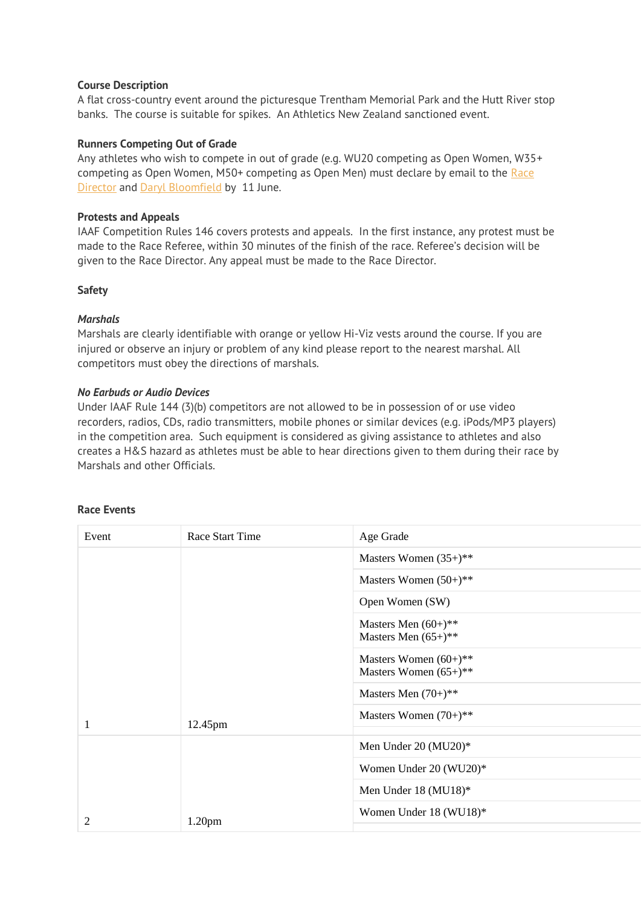**Course Description**

A flat cross-country event around the picturesque Trentham Memorial Park and the Hutt River stop banks. The course is suitable for spikes. An Athletics New Zealand sanctioned event.

**Runners Competing Out of Grade**

Any athletes who wish to compete in out of grade (e.g. WU20 competing as Open Women, W35+ competing as Open Women, M50+ competing as Open Men) must declare by email to the Race Director and Daryl Bloomfield by 11 June.

**Protests and Appeals**

IAAF Competition Rules 146 covers protests and appeals. In the first instance, any protest must be made to the Race Referee, within 30 minutes of the finish of the race. Referee's decision will be given to the Race Director. Any appeal must be made to the Race Director.

**Safety**

***Marshals***

Marshals are clearly identifiable with orange or yellow Hi-Viz vests around the course. If you are injured or observe an injury or problem of any kind please report to the nearest marshal. All competitors must obey the directions of marshals.

***No Earbuds or Audio Devices***

Under IAAF Rule 144 (3)(b) competitors are not allowed to be in possession of or use video recorders, radios, CDs, radio transmitters, mobile phones or similar devices (e.g. iPods/MP3 players) in the competition area. Such equipment is considered as giving assistance to athletes and also creates a H&S hazard as athletes must be able to hear directions given to them during their race by Marshals and other Officials.

**Race Events**

| Event | Race Start Time | Age Grade |
|---|---|---|
| 1 | 12.45pm | Masters Women (35+)** |
| | | Masters Women (50+)** |
| | | Open Women (SW) |
| | | Masters Men (60+)**<br>Masters Men (65+)** |
| | | Masters Women (60+)**<br>Masters Women (65+)** |
| | | Masters Men (70+)** |
| | | Masters Women (70+)** |
| 2 | 1.20pm | Men Under 20 (MU20)* |
| | | Women Under 20 (WU20)* |
| | | Men Under 18 (MU18)* |
| | | Women Under 18 (WU18)* |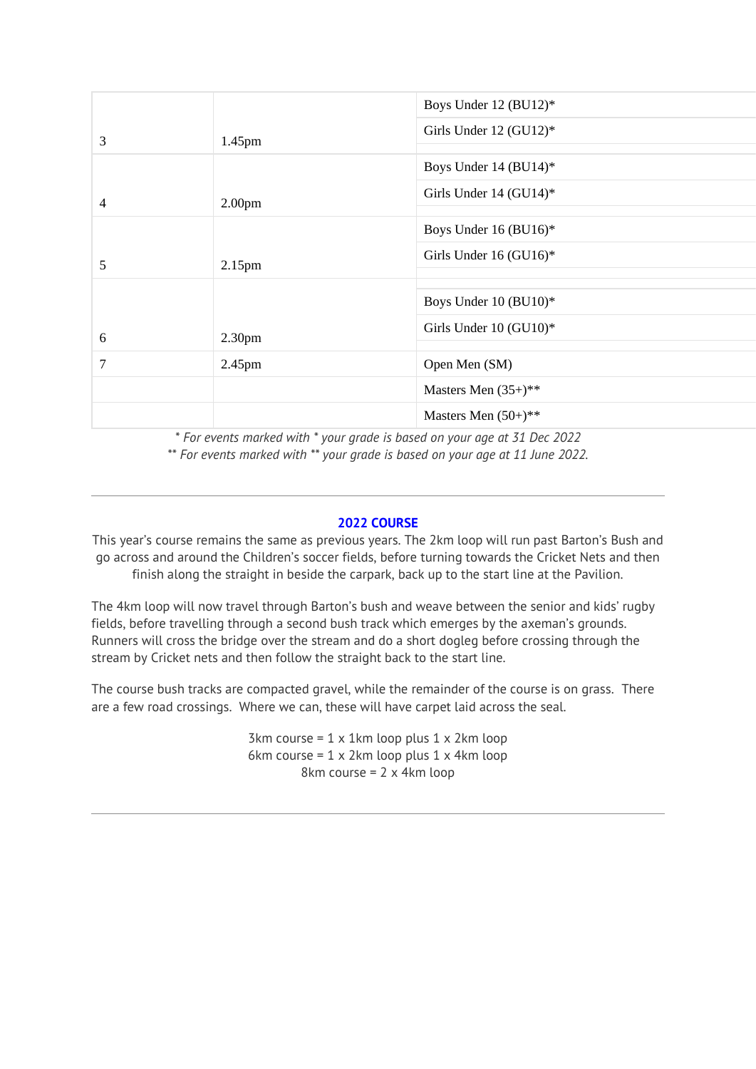| | | |
|---|---|---|
| 3 | 1.45pm | Boys Under 12 (BU12)* |
| | | Girls Under 12 (GU12)* |
| 4 | 2.00pm | Boys Under 14 (BU14)* |
| | | Girls Under 14 (GU14)* |
| 5 | 2.15pm | Boys Under 16 (BU16)* |
| | | Girls Under 16 (GU16)* |
| 6 | 2.30pm | Boys Under 10 (BU10)* |
| | | Girls Under 10 (GU10)* |
| 7 | 2.45pm | Open Men (SM) |
| | | Masters Men (35+)** |
| | | Masters Men (50+)** |

*\* For events marked with \* your grade is based on your age at 31 Dec 2022*
*\*\* For events marked with \*\* your grade is based on your age at 11 June 2022.*

---

## 2022 COURSE

This year's course remains the same as previous years. The 2km loop will run past Barton's Bush and go across and around the Children's soccer fields, before turning towards the Cricket Nets and then finish along the straight in beside the carpark, back up to the start line at the Pavilion.

The 4km loop will now travel through Barton's bush and weave between the senior and kids' rugby fields, before travelling through a second bush track which emerges by the axeman's grounds. Runners will cross the bridge over the stream and do a short dogleg before crossing through the stream by Cricket nets and then follow the straight back to the start line.

The course bush tracks are compacted gravel, while the remainder of the course is on grass. There are a few road crossings. Where we can, these will have carpet laid across the seal.

3km course = 1 x 1km loop plus 1 x 2km loop
6km course = 1 x 2km loop plus 1 x 4km loop
8km course = 2 x 4km loop

---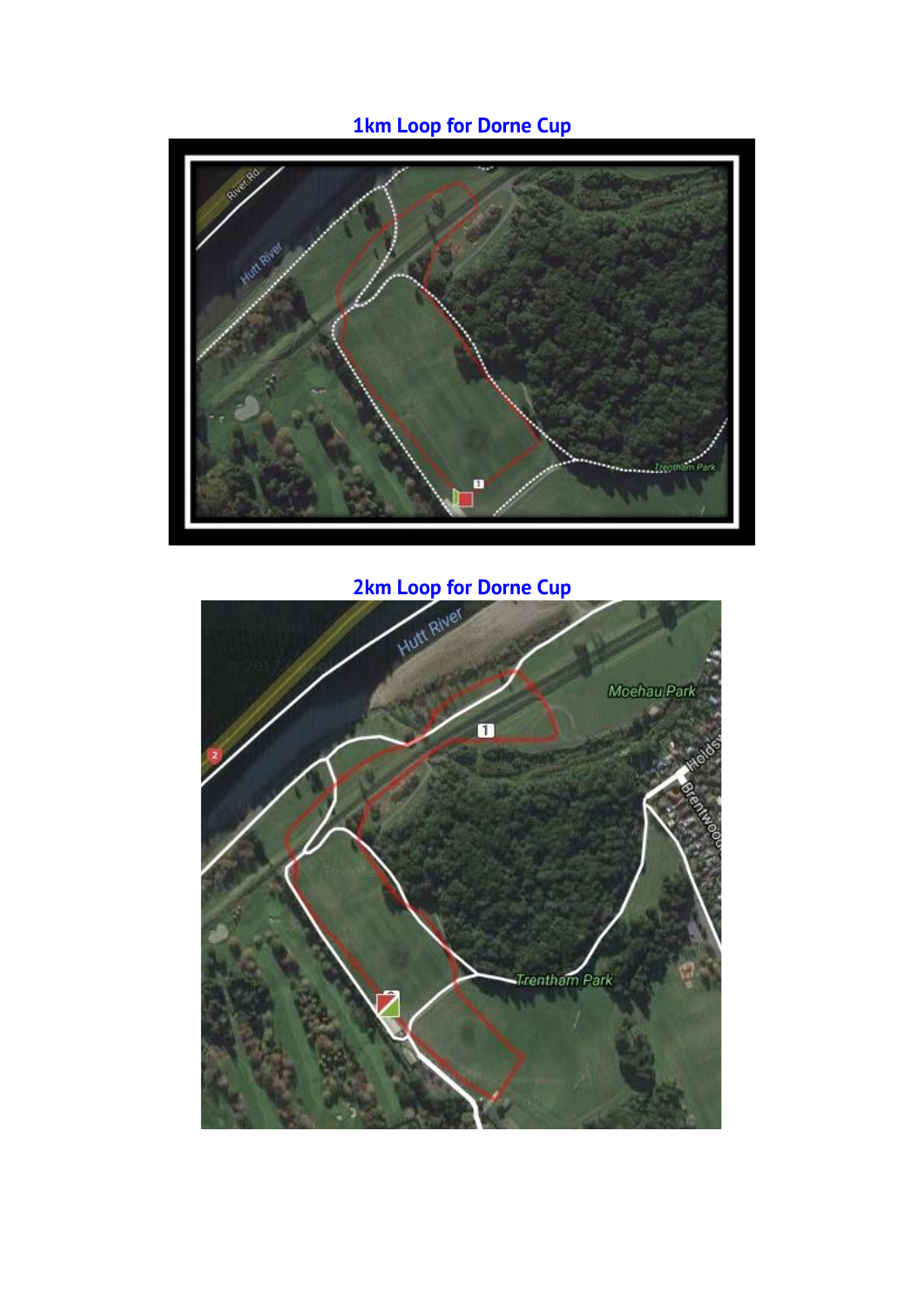## 1km Loop for Dorne Cup

## 2km Loop for Dorne Cup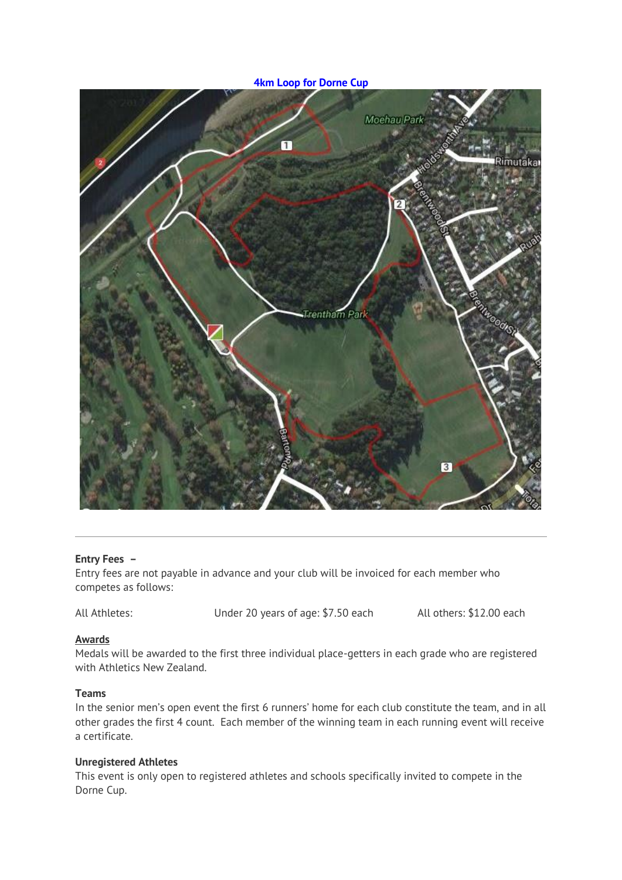**4km Loop for Dorne Cup**

---

**Entry Fees –**
Entry fees are not payable in advance and your club will be invoiced for each member who competes as follows:

All Athletes: Under 20 years of age: $7.50 each All others: $12.00 each

**Awards**
Medals will be awarded to the first three individual place-getters in each grade who are registered with Athletics New Zealand.

**Teams**
In the senior men's open event the first 6 runners' home for each club constitute the team, and in all other grades the first 4 count. Each member of the winning team in each running event will receive a certificate.

**Unregistered Athletes**
This event is only open to registered athletes and schools specifically invited to compete in the Dorne Cup.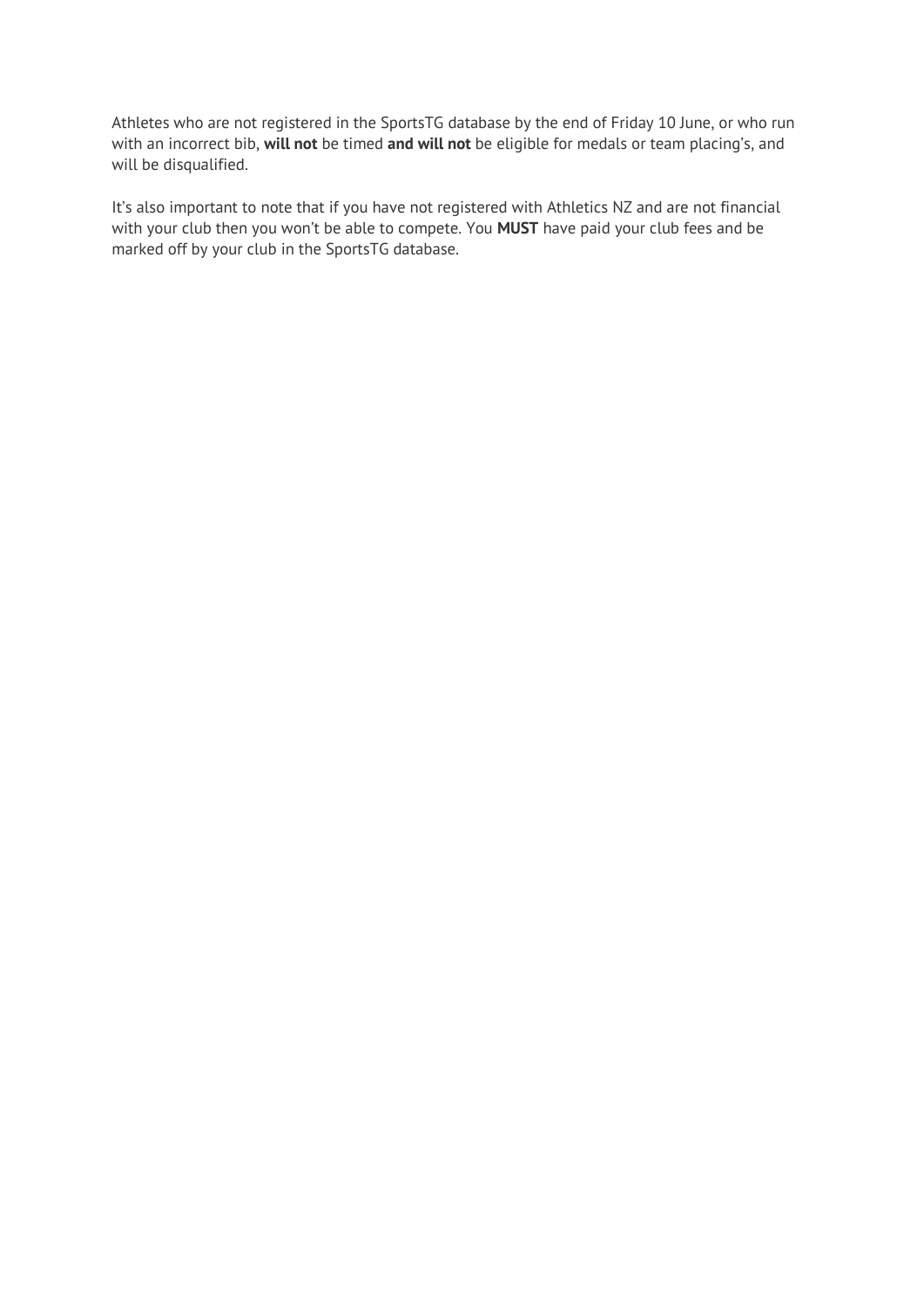Athletes who are not registered in the SportsTG database by the end of Friday 10 June, or who run with an incorrect bib, **will not** be timed **and will not** be eligible for medals or team placing's, and will be disqualified.

It's also important to note that if you have not registered with Athletics NZ and are not financial with your club then you won't be able to compete. You **MUST** have paid your club fees and be marked off by your club in the SportsTG database.